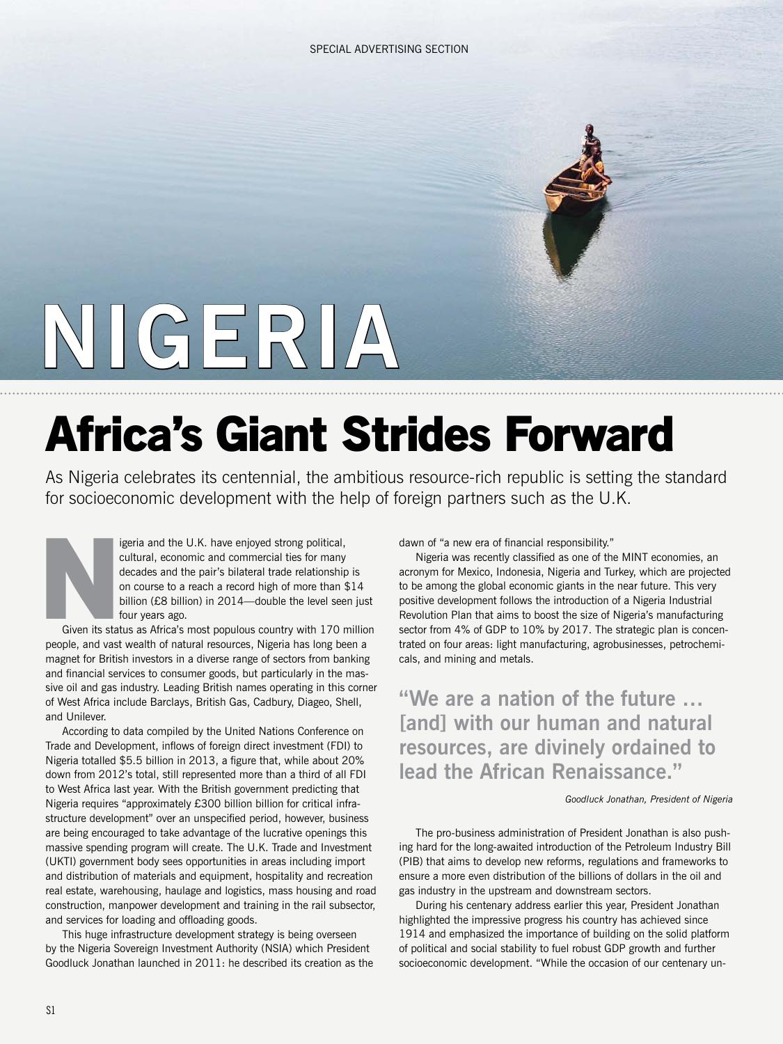SPECIAL ADVERTISING SECTION

# NIGERIA

## Africa's Giant Strides Forward

As Nigeria celebrates its centennial, the ambitious resource-rich republic is setting the standard for socioeconomic development with the help of foreign partners such as the U.K.

Nigeria and the U.K. have enjoyed strong political, cultural, economic and commercial ties for many decades and the pair's bilateral trade relationship is on course to a reach a record high of more than $14 billion (£8 billion) in 2014—double the level seen just four years ago.

Given its status as Africa's most populous country with 170 million people, and vast wealth of natural resources, Nigeria has long been a magnet for British investors in a diverse range of sectors from banking and financial services to consumer goods, but particularly in the massive oil and gas industry. Leading British names operating in this corner of West Africa include Barclays, British Gas, Cadbury, Diageo, Shell, and Unilever.

According to data compiled by the United Nations Conference on Trade and Development, inflows of foreign direct investment (FDI) to Nigeria totalled $5.5 billion in 2013, a figure that, while about 20% down from 2012's total, still represented more than a third of all FDI to West Africa last year. With the British government predicting that Nigeria requires "approximately £300 billion billion for critical infrastructure development" over an unspecified period, however, business are being encouraged to take advantage of the lucrative openings this massive spending program will create. The U.K. Trade and Investment (UKTI) government body sees opportunities in areas including import and distribution of materials and equipment, hospitality and recreation real estate, warehousing, haulage and logistics, mass housing and road construction, manpower development and training in the rail subsector, and services for loading and offloading goods.

This huge infrastructure development strategy is being overseen by the Nigeria Sovereign Investment Authority (NSIA) which President Goodluck Jonathan launched in 2011: he described its creation as the dawn of "a new era of financial responsibility."

Nigeria was recently classified as one of the MINT economies, an acronym for Mexico, Indonesia, Nigeria and Turkey, which are projected to be among the global economic giants in the near future. This very positive development follows the introduction of a Nigeria Industrial Revolution Plan that aims to boost the size of Nigeria's manufacturing sector from 4% of GDP to 10% by 2017. The strategic plan is concentrated on four areas: light manufacturing, agrobusinesses, petrochemicals, and mining and metals.

> **"We are a nation of the future … [and] with our human and natural resources, are divinely ordained to lead the African Renaissance."**
>
> *Goodluck Jonathan, President of Nigeria*

The pro-business administration of President Jonathan is also pushing hard for the long-awaited introduction of the Petroleum Industry Bill (PIB) that aims to develop new reforms, regulations and frameworks to ensure a more even distribution of the billions of dollars in the oil and gas industry in the upstream and downstream sectors.

During his centenary address earlier this year, President Jonathan highlighted the impressive progress his country has achieved since 1914 and emphasized the importance of building on the solid platform of political and social stability to fuel robust GDP growth and further socioeconomic development. "While the occasion of our centenary un-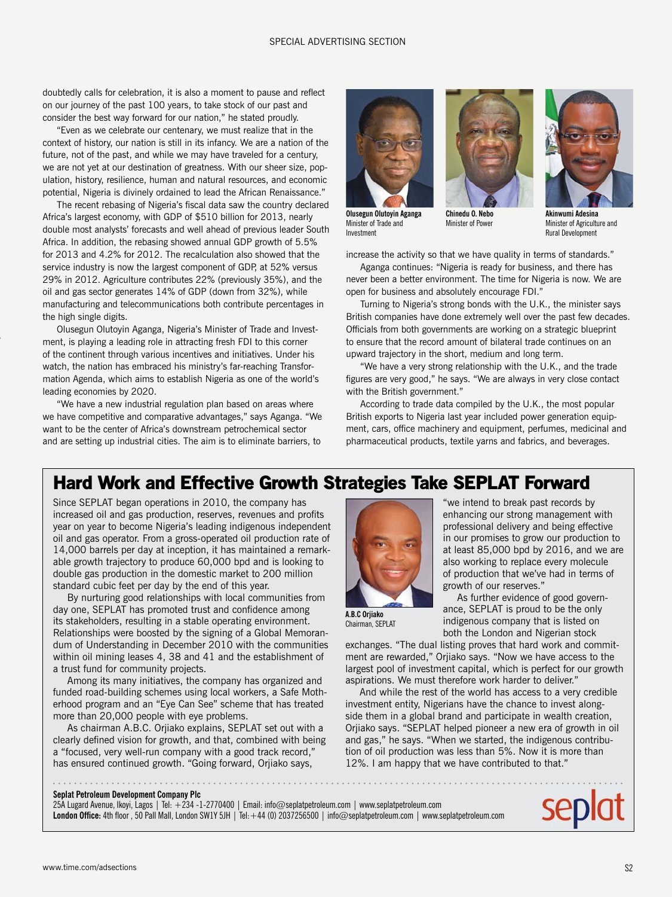doubtedly calls for celebration, it is also a moment to pause and reflect on our journey of the past 100 years, to take stock of our past and consider the best way forward for our nation," he stated proudly.

"Even as we celebrate our centenary, we must realize that in the context of history, our nation is still in its infancy. We are a nation of the future, not of the past, and while we may have traveled for a century, we are not yet at our destination of greatness. With our sheer size, population, history, resilience, human and natural resources, and economic potential, Nigeria is divinely ordained to lead the African Renaissance."

The recent rebasing of Nigeria's fiscal data saw the country declared Africa's largest economy, with GDP of $510 billion for 2013, nearly double most analysts' forecasts and well ahead of previous leader South Africa. In addition, the rebasing showed annual GDP growth of 5.5% for 2013 and 4.2% for 2012. The recalculation also showed that the service industry is now the largest component of GDP, at 52% versus 29% in 2012. Agriculture contributes 22% (previously 35%), and the oil and gas sector generates 14% of GDP (down from 32%), while manufacturing and telecommunications both contribute percentages in the high single digits.

Olusegun Olutoyin Aganga, Nigeria's Minister of Trade and Investment, is playing a leading role in attracting fresh FDI to this corner of the continent through various incentives and initiatives. Under his watch, the nation has embraced his ministry's far-reaching Transformation Agenda, which aims to establish Nigeria as one of the world's leading economies by 2020.

"We have a new industrial regulation plan based on areas where we have competitive and comparative advantages," says Aganga. "We want to be the center of Africa's downstream petrochemical sector and are setting up industrial cities. The aim is to eliminate barriers, to increase the activity so that we have quality in terms of standards."

**Olusegun Olutoyin Aganga**
Minister of Trade and Investment

**Chinedu O. Nebo**
Minister of Power

**Akinwumi Adesina**
Minister of Agriculture and Rural Development

Aganga continues: "Nigeria is ready for business, and there has never been a better environment. The time for Nigeria is now. We are open for business and absolutely encourage FDI."

Turning to Nigeria's strong bonds with the U.K., the minister says British companies have done extremely well over the past few decades. Officials from both governments are working on a strategic blueprint to ensure that the record amount of bilateral trade continues on an upward trajectory in the short, medium and long term.

"We have a very strong relationship with the U.K., and the trade figures are very good," he says. "We are always in very close contact with the British government."

According to trade data compiled by the U.K., the most popular British exports to Nigeria last year included power generation equipment, cars, office machinery and equipment, perfumes, medicinal and pharmaceutical products, textile yarns and fabrics, and beverages.

## Hard Work and Effective Growth Strategies Take SEPLAT Forward

Since SEPLAT began operations in 2010, the company has increased oil and gas production, reserves, revenues and profits year on year to become Nigeria's leading indigenous independent oil and gas operator. From a gross-operated oil production rate of 14,000 barrels per day at inception, it has maintained a remarkable growth trajectory to produce 60,000 bpd and is looking to double gas production in the domestic market to 200 million standard cubic feet per day by the end of this year.

By nurturing good relationships with local communities from day one, SEPLAT has promoted trust and confidence among its stakeholders, resulting in a stable operating environment. Relationships were boosted by the signing of a Global Memorandum of Understanding in December 2010 with the communities within oil mining leases 4, 38 and 41 and the establishment of a trust fund for community projects.

Among its many initiatives, the company has organized and funded road-building schemes using local workers, a Safe Motherhood program and an "Eye Can See" scheme that has treated more than 20,000 people with eye problems.

As chairman A.B.C. Orjiako explains, SEPLAT set out with a clearly defined vision for growth, and that, combined with being a "focused, very well-run company with a good track record," has ensured continued growth. "Going forward, Orjiako says, "we intend to break past records by enhancing our strong management with professional delivery and being effective in our promises to grow our production to at least 85,000 bpd by 2016, and we are also working to replace every molecule of production that we've had in terms of growth of our reserves."

**A.B.C Orjiako**
Chairman, SEPLAT

As further evidence of good governance, SEPLAT is proud to be the only indigenous company that is listed on both the London and Nigerian stock exchanges. "The dual listing proves that hard work and commitment are rewarded," Orjiako says. "Now we have access to the largest pool of investment capital, which is perfect for our growth aspirations. We must therefore work harder to deliver."

And while the rest of the world has access to a very credible investment entity, Nigerians have the chance to invest alongside them in a global brand and participate in wealth creation, Orjiako says. "SEPLAT helped pioneer a new era of growth in oil and gas," he says. "When we started, the indigenous contribution of oil production was less than 5%. Now it is more than 12%. I am happy that we have contributed to that."

**Seplat Petroleum Development Company Plc**
25A Lugard Avenue, Ikoyi, Lagos | Tel: +234 -1-2770400 | Email: info@seplatpetroleum.com | www.seplatpetroleum.com
**London Office:** 4th floor , 50 Pall Mall, London SW1Y 5JH | Tel:+44 (0) 2037256500 | info@seplatpetroleum.com | www.seplatpetroleum.com

seplat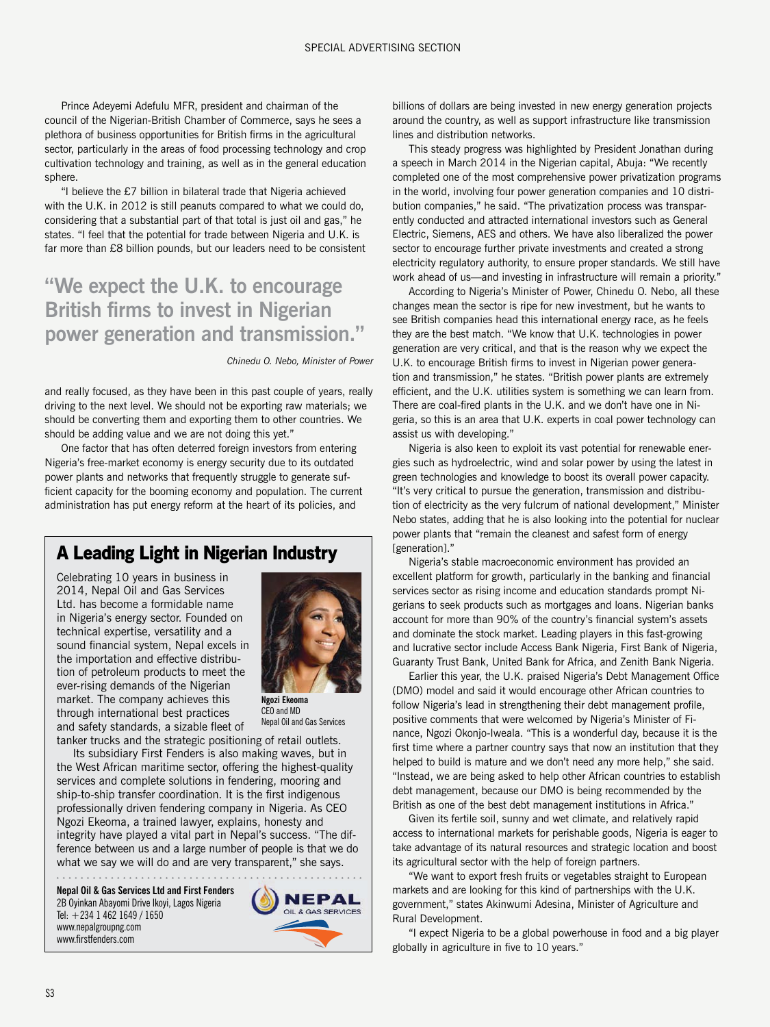Prince Adeyemi Adefulu MFR, president and chairman of the council of the Nigerian-British Chamber of Commerce, says he sees a plethora of business opportunities for British firms in the agricultural sector, particularly in the areas of food processing technology and crop cultivation technology and training, as well as in the general education sphere.

"I believe the £7 billion in bilateral trade that Nigeria achieved with the U.K. in 2012 is still peanuts compared to what we could do, considering that a substantial part of that total is just oil and gas," he states. "I feel that the potential for trade between Nigeria and U.K. is far more than £8 billion pounds, but our leaders need to be consistent and really focused, as they have been in this past couple of years, really driving to the next level. We should not be exporting raw materials; we should be converting them and exporting them to other countries. We should be adding value and we are not doing this yet."

> **"We expect the U.K. to encourage British firms to invest in Nigerian power generation and transmission."**
>
> *Chinedu O. Nebo, Minister of Power*

One factor that has often deterred foreign investors from entering Nigeria's free-market economy is energy security due to its outdated power plants and networks that frequently struggle to generate sufficient capacity for the booming economy and population. The current administration has put energy reform at the heart of its policies, and billions of dollars are being invested in new energy generation projects around the country, as well as support infrastructure like transmission lines and distribution networks.

This steady progress was highlighted by President Jonathan during a speech in March 2014 in the Nigerian capital, Abuja: "We recently completed one of the most comprehensive power privatization programs in the world, involving four power generation companies and 10 distribution companies," he said. "The privatization process was transparently conducted and attracted international investors such as General Electric, Siemens, AES and others. We have also liberalized the power sector to encourage further private investments and created a strong electricity regulatory authority, to ensure proper standards. We still have work ahead of us—and investing in infrastructure will remain a priority."

According to Nigeria's Minister of Power, Chinedu O. Nebo, all these changes mean the sector is ripe for new investment, but he wants to see British companies head this international energy race, as he feels they are the best match. "We know that U.K. technologies in power generation are very critical, and that is the reason why we expect the U.K. to encourage British firms to invest in Nigerian power generation and transmission," he states. "British power plants are extremely efficient, and the U.K. utilities system is something we can learn from. There are coal-fired plants in the U.K. and we don't have one in Nigeria, so this is an area that U.K. experts in coal power technology can assist us with developing."

Nigeria is also keen to exploit its vast potential for renewable energies such as hydroelectric, wind and solar power by using the latest in green technologies and knowledge to boost its overall power capacity. "It's very critical to pursue the generation, transmission and distribution of electricity as the very fulcrum of national development," Minister Nebo states, adding that he is also looking into the potential for nuclear power plants that "remain the cleanest and safest form of energy [generation]."

Nigeria's stable macroeconomic environment has provided an excellent platform for growth, particularly in the banking and financial services sector as rising income and education standards prompt Nigerians to seek products such as mortgages and loans. Nigerian banks account for more than 90% of the country's financial system's assets and dominate the stock market. Leading players in this fast-growing and lucrative sector include Access Bank Nigeria, First Bank of Nigeria, Guaranty Trust Bank, United Bank for Africa, and Zenith Bank Nigeria.

Earlier this year, the U.K. praised Nigeria's Debt Management Office (DMO) model and said it would encourage other African countries to follow Nigeria's lead in strengthening their debt management profile, positive comments that were welcomed by Nigeria's Minister of Finance, Ngozi Okonjo-Iweala. "This is a wonderful day, because it is the first time where a partner country says that now an institution that they helped to build is mature and we don't need any more help," she said. "Instead, we are being asked to help other African countries to establish debt management, because our DMO is being recommended by the British as one of the best debt management institutions in Africa."

Given its fertile soil, sunny and wet climate, and relatively rapid access to international markets for perishable goods, Nigeria is eager to take advantage of its natural resources and strategic location and boost its agricultural sector with the help of foreign partners.

"We want to export fresh fruits or vegetables straight to European markets and are looking for this kind of partnerships with the U.K. government," states Akinwumi Adesina, Minister of Agriculture and Rural Development.

"I expect Nigeria to be a global powerhouse in food and a big player globally in agriculture in five to 10 years."

## A Leading Light in Nigerian Industry

Celebrating 10 years in business in 2014, Nepal Oil and Gas Services Ltd. has become a formidable name in Nigeria's energy sector. Founded on technical expertise, versatility and a sound financial system, Nepal excels in the importation and effective distribution of petroleum products to meet the ever-rising demands of the Nigerian market. The company achieves this through international best practices and safety standards, a sizable fleet of tanker trucks and the strategic positioning of retail outlets.

**Ngozi Ekeoma**
CEO and MD
Nepal Oil and Gas Services

Its subsidiary First Fenders is also making waves, but in the West African maritime sector, offering the highest-quality services and complete solutions in fendering, mooring and ship-to-ship transfer coordination. It is the first indigenous professionally driven fendering company in Nigeria. As CEO Ngozi Ekeoma, a trained lawyer, explains, honesty and integrity have played a vital part in Nepal's success. "The difference between us and a large number of people is that we do what we say we will do and are very transparent," she says.

**Nepal Oil & Gas Services Ltd and First Fenders**
2B Oyinkan Abayomi Drive Ikoyi, Lagos Nigeria
Tel: +234 1 462 1649 / 1650
www.nepalgroupng.com
www.firstfenders.com

NEPAL
OIL & GAS SERVICES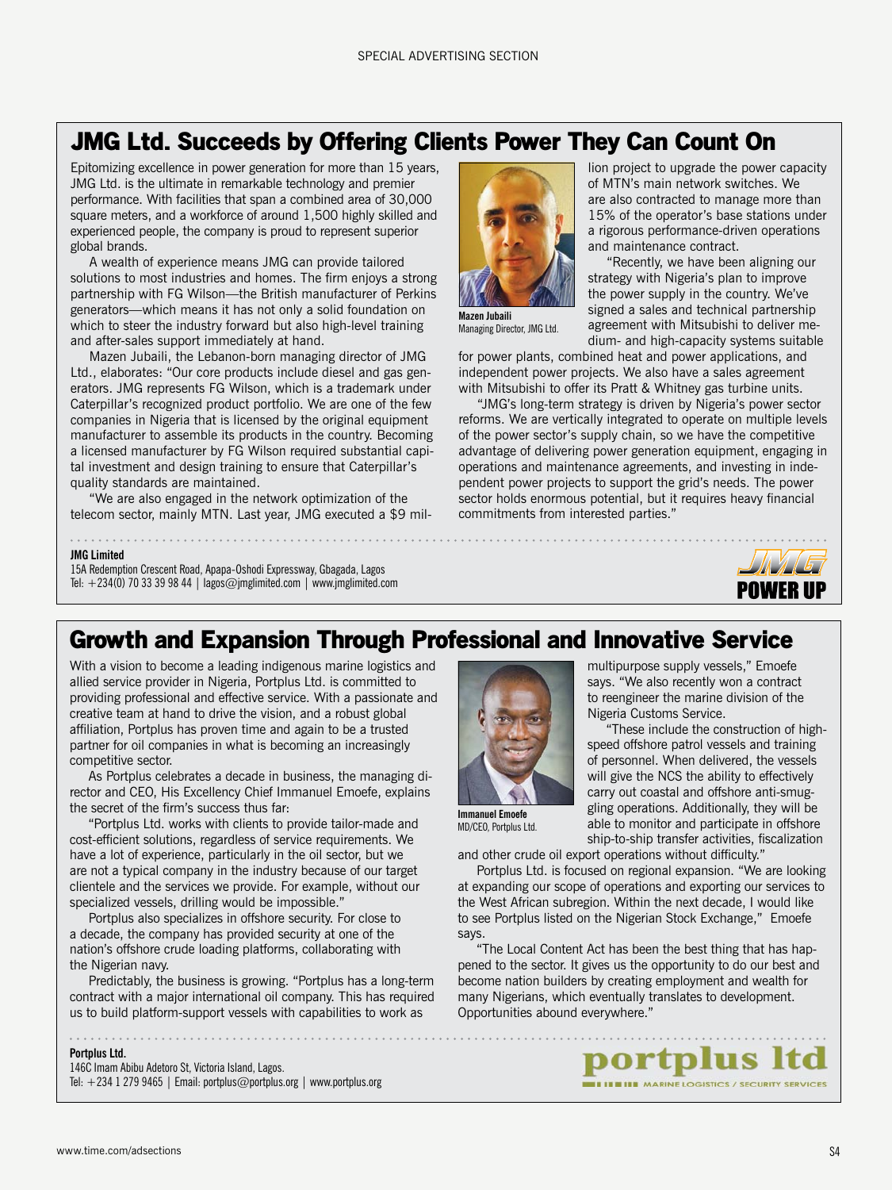## JMG Ltd. Succeeds by Offering Clients Power They Can Count On

Epitomizing excellence in power generation for more than 15 years, JMG Ltd. is the ultimate in remarkable technology and premier performance. With facilities that span a combined area of 30,000 square meters, and a workforce of around 1,500 highly skilled and experienced people, the company is proud to represent superior global brands.

A wealth of experience means JMG can provide tailored solutions to most industries and homes. The firm enjoys a strong partnership with FG Wilson—the British manufacturer of Perkins generators—which means it has not only a solid foundation on which to steer the industry forward but also high-level training and after-sales support immediately at hand.

Mazen Jubaili, the Lebanon-born managing director of JMG Ltd., elaborates: "Our core products include diesel and gas generators. JMG represents FG Wilson, which is a trademark under Caterpillar's recognized product portfolio. We are one of the few companies in Nigeria that is licensed by the original equipment manufacturer to assemble its products in the country. Becoming a licensed manufacturer by FG Wilson required substantial capital investment and design training to ensure that Caterpillar's quality standards are maintained.

"We are also engaged in the network optimization of the telecom sector, mainly MTN. Last year, JMG executed a $9 million project to upgrade the power capacity of MTN's main network switches. We are also contracted to manage more than 15% of the operator's base stations under a rigorous performance-driven operations and maintenance contract.

**Mazen Jubaili**
Managing Director, JMG Ltd.

"Recently, we have been aligning our strategy with Nigeria's plan to improve the power supply in the country. We've signed a sales and technical partnership agreement with Mitsubishi to deliver medium- and high-capacity systems suitable for power plants, combined heat and power applications, and independent power projects. We also have a sales agreement with Mitsubishi to offer its Pratt & Whitney gas turbine units.

"JMG's long-term strategy is driven by Nigeria's power sector reforms. We are vertically integrated to operate on multiple levels of the power sector's supply chain, so we have the competitive advantage of delivering power generation equipment, engaging in operations and maintenance agreements, and investing in independent power projects to support the grid's needs. The power sector holds enormous potential, but it requires heavy financial commitments from interested parties."

**JMG Limited**
15A Redemption Crescent Road, Apapa-Oshodi Expressway, Gbagada, Lagos
Tel: +234(0) 70 33 39 98 44 | lagos@jmglimited.com | www.jmglimited.com

JMG POWER UP

## Growth and Expansion Through Professional and Innovative Service

With a vision to become a leading indigenous marine logistics and allied service provider in Nigeria, Portplus Ltd. is committed to providing professional and effective service. With a passionate and creative team at hand to drive the vision, and a robust global affiliation, Portplus has proven time and again to be a trusted partner for oil companies in what is becoming an increasingly competitive sector.

As Portplus celebrates a decade in business, the managing director and CEO, His Excellency Chief Immanuel Emoefe, explains the secret of the firm's success thus far:

"Portplus Ltd. works with clients to provide tailor-made and cost-efficient solutions, regardless of service requirements. We have a lot of experience, particularly in the oil sector, but we are not a typical company in the industry because of our target clientele and the services we provide. For example, without our specialized vessels, drilling would be impossible."

Portplus also specializes in offshore security. For close to a decade, the company has provided security at one of the nation's offshore crude loading platforms, collaborating with the Nigerian navy.

Predictably, the business is growing. "Portplus has a long-term contract with a major international oil company. This has required us to build platform-support vessels with capabilities to work as multipurpose supply vessels," Emoefe says. "We also recently won a contract to reengineer the marine division of the Nigeria Customs Service.

**Immanuel Emoefe**
MD/CEO, Portplus Ltd.

"These include the construction of high-speed offshore patrol vessels and training of personnel. When delivered, the vessels will give the NCS the ability to effectively carry out coastal and offshore anti-smuggling operations. Additionally, they will be able to monitor and participate in offshore ship-to-ship transfer activities, fiscalization and other crude oil export operations without difficulty."

Portplus Ltd. is focused on regional expansion. "We are looking at expanding our scope of operations and exporting our services to the West African subregion. Within the next decade, I would like to see Portplus listed on the Nigerian Stock Exchange," Emoefe says.

"The Local Content Act has been the best thing that has happened to the sector. It gives us the opportunity to do our best and become nation builders by creating employment and wealth for many Nigerians, which eventually translates to development. Opportunities abound everywhere."

**Portplus Ltd.**
146C Imam Abibu Adetoro St, Victoria Island, Lagos.
Tel: +234 1 279 9465 | Email: portplus@portplus.org | www.portplus.org

portplus ltd
MARINE LOGISTICS / SECURITY SERVICES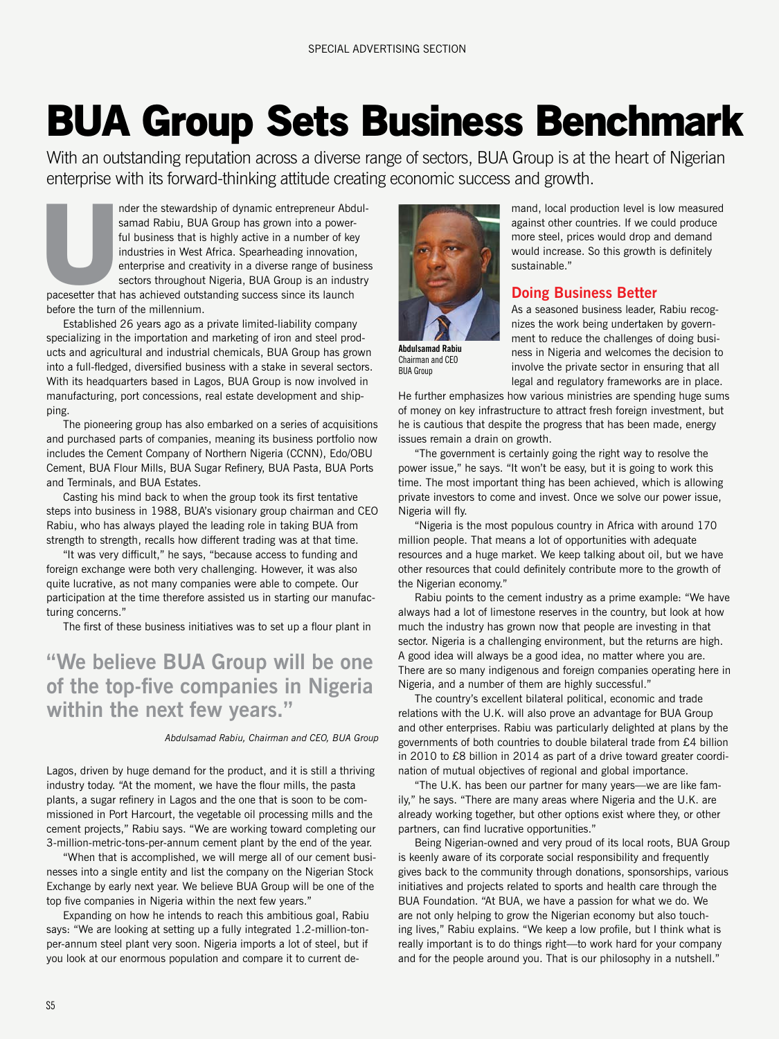SPECIAL ADVERTISING SECTION

# BUA Group Sets Business Benchmark

With an outstanding reputation across a diverse range of sectors, BUA Group is at the heart of Nigerian enterprise with its forward-thinking attitude creating economic success and growth.

Under the stewardship of dynamic entrepreneur Abdulsamad Rabiu, BUA Group has grown into a powerful business that is highly active in a number of key industries in West Africa. Spearheading innovation, enterprise and creativity in a diverse range of business sectors throughout Nigeria, BUA Group is an industry pacesetter that has achieved outstanding success since its launch before the turn of the millennium.

Established 26 years ago as a private limited-liability company specializing in the importation and marketing of iron and steel products and agricultural and industrial chemicals, BUA Group has grown into a full-fledged, diversified business with a stake in several sectors. With its headquarters based in Lagos, BUA Group is now involved in manufacturing, port concessions, real estate development and shipping.

The pioneering group has also embarked on a series of acquisitions and purchased parts of companies, meaning its business portfolio now includes the Cement Company of Northern Nigeria (CCNN), Edo/OBU Cement, BUA Flour Mills, BUA Sugar Refinery, BUA Pasta, BUA Ports and Terminals, and BUA Estates.

Casting his mind back to when the group took its first tentative steps into business in 1988, BUA's visionary group chairman and CEO Rabiu, who has always played the leading role in taking BUA from strength to strength, recalls how different trading was at that time.

"It was very difficult," he says, "because access to funding and foreign exchange were both very challenging. However, it was also quite lucrative, as not many companies were able to compete. Our participation at the time therefore assisted us in starting our manufacturing concerns."

The first of these business initiatives was to set up a flour plant in Lagos, driven by huge demand for the product, and it is still a thriving industry today. "At the moment, we have the flour mills, the pasta plants, a sugar refinery in Lagos and the one that is soon to be commissioned in Port Harcourt, the vegetable oil processing mills and the cement projects," Rabiu says. "We are working toward completing our 3-million-metric-tons-per-annum cement plant by the end of the year.

"When that is accomplished, we will merge all of our cement businesses into a single entity and list the company on the Nigerian Stock Exchange by early next year. We believe BUA Group will be one of the top five companies in Nigeria within the next few years."

> **"We believe BUA Group will be one of the top-five companies in Nigeria within the next few years."**
>
> *Abdulsamad Rabiu, Chairman and CEO, BUA Group*

Expanding on how he intends to reach this ambitious goal, Rabiu says: "We are looking at setting up a fully integrated 1.2-million-ton-per-annum steel plant very soon. Nigeria imports a lot of steel, but if you look at our enormous population and compare it to current demand, local production level is low measured against other countries. If we could produce more steel, prices would drop and demand would increase. So this growth is definitely sustainable."

**Abdulsamad Rabiu**
Chairman and CEO
BUA Group

## Doing Business Better

As a seasoned business leader, Rabiu recognizes the work being undertaken by government to reduce the challenges of doing business in Nigeria and welcomes the decision to involve the private sector in ensuring that all legal and regulatory frameworks are in place. He further emphasizes how various ministries are spending huge sums of money on key infrastructure to attract fresh foreign investment, but he is cautious that despite the progress that has been made, energy issues remain a drain on growth.

"The government is certainly going the right way to resolve the power issue," he says. "It won't be easy, but it is going to work this time. The most important thing has been achieved, which is allowing private investors to come and invest. Once we solve our power issue, Nigeria will fly.

"Nigeria is the most populous country in Africa with around 170 million people. That means a lot of opportunities with adequate resources and a huge market. We keep talking about oil, but we have other resources that could definitely contribute more to the growth of the Nigerian economy."

Rabiu points to the cement industry as a prime example: "We have always had a lot of limestone reserves in the country, but look at how much the industry has grown now that people are investing in that sector. Nigeria is a challenging environment, but the returns are high. A good idea will always be a good idea, no matter where you are. There are so many indigenous and foreign companies operating here in Nigeria, and a number of them are highly successful."

The country's excellent bilateral political, economic and trade relations with the U.K. will also prove an advantage for BUA Group and other enterprises. Rabiu was particularly delighted at plans by the governments of both countries to double bilateral trade from £4 billion in 2010 to £8 billion in 2014 as part of a drive toward greater coordination of mutual objectives of regional and global importance.

"The U.K. has been our partner for many years—we are like family," he says. "There are many areas where Nigeria and the U.K. are already working together, but other options exist where they, or other partners, can find lucrative opportunities."

Being Nigerian-owned and very proud of its local roots, BUA Group is keenly aware of its corporate social responsibility and frequently gives back to the community through donations, sponsorships, various initiatives and projects related to sports and health care through the BUA Foundation. "At BUA, we have a passion for what we do. We are not only helping to grow the Nigerian economy but also touching lives," Rabiu explains. "We keep a low profile, but I think what is really important is to do things right—to work hard for your company and for the people around you. That is our philosophy in a nutshell."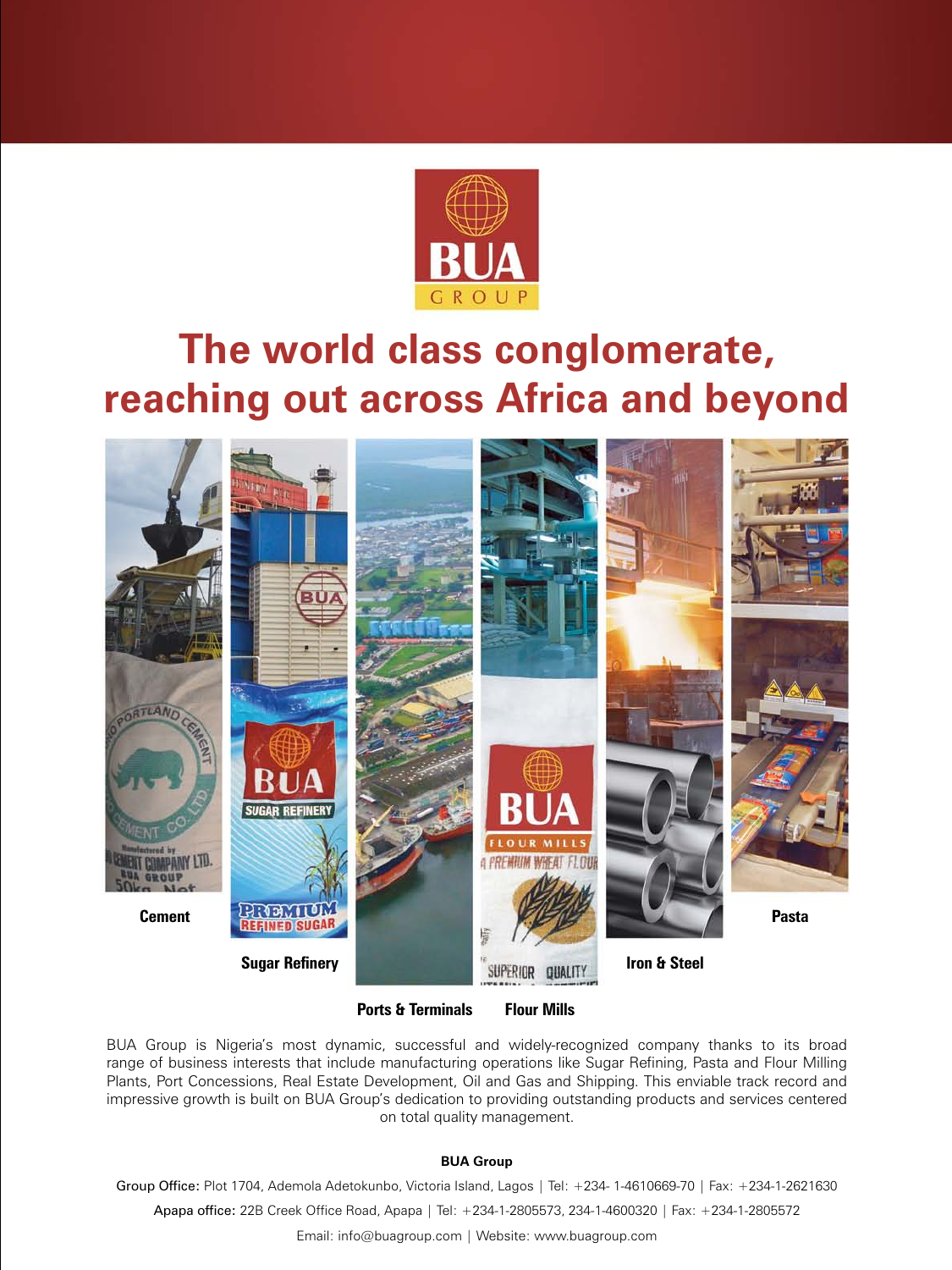BUA GROUP

# The world class conglomerate, reaching out across Africa and beyond

Cement

Sugar Refinery

Ports & Terminals

Flour Mills

Iron & Steel

Pasta

BUA Group is Nigeria's most dynamic, successful and widely-recognized company thanks to its broad range of business interests that include manufacturing operations like Sugar Refining, Pasta and Flour Milling Plants, Port Concessions, Real Estate Development, Oil and Gas and Shipping. This enviable track record and impressive growth is built on BUA Group's dedication to providing outstanding products and services centered on total quality management.

**BUA Group**

**Group Office:** Plot 1704, Ademola Adetokunbo, Victoria Island, Lagos | Tel: +234- 1-4610669-70 | Fax: +234-1-2621630

**Apapa office:** 22B Creek Office Road, Apapa | Tel: +234-1-2805573, 234-1-4600320 | Fax: +234-1-2805572

Email: info@buagroup.com | Website: www.buagroup.com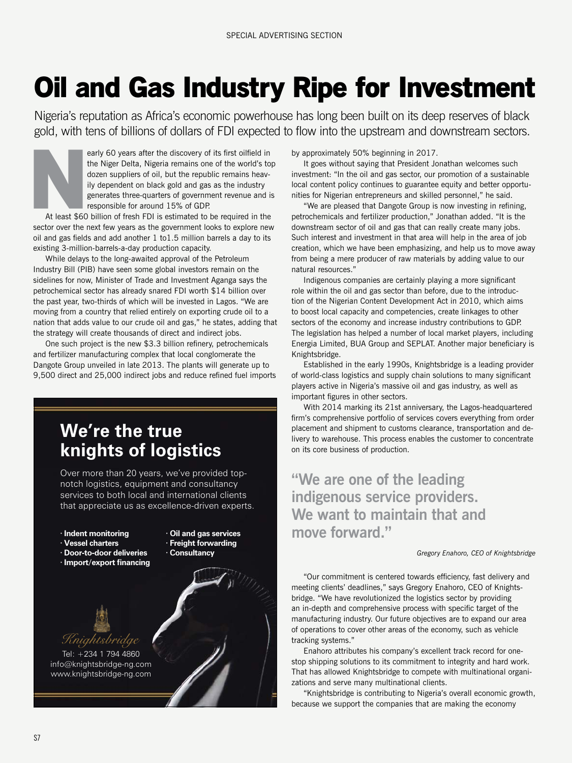# Oil and Gas Industry Ripe for Investment

Nigeria's reputation as Africa's economic powerhouse has long been built on its deep reserves of black gold, with tens of billions of dollars of FDI expected to flow into the upstream and downstream sectors.

Nearly 60 years after the discovery of its first oilfield in the Niger Delta, Nigeria remains one of the world's top dozen suppliers of oil, but the republic remains heavily dependent on black gold and gas as the industry generates three-quarters of government revenue and is responsible for around 15% of GDP.

At least $60 billion of fresh FDI is estimated to be required in the sector over the next few years as the government looks to explore new oil and gas fields and add another 1 to1.5 million barrels a day to its existing 3-million-barrels-a-day production capacity.

While delays to the long-awaited approval of the Petroleum Industry Bill (PIB) have seen some global investors remain on the sidelines for now, Minister of Trade and Investment Aganga says the petrochemical sector has already snared FDI worth $14 billion over the past year, two-thirds of which will be invested in Lagos. "We are moving from a country that relied entirely on exporting crude oil to a nation that adds value to our crude oil and gas," he states, adding that the strategy will create thousands of direct and indirect jobs.

One such project is the new $3.3 billion refinery, petrochemicals and fertilizer manufacturing complex that local conglomerate the Dangote Group unveiled in late 2013. The plants will generate up to 9,500 direct and 25,000 indirect jobs and reduce refined fuel imports by approximately 50% beginning in 2017.

It goes without saying that President Jonathan welcomes such investment: "In the oil and gas sector, our promotion of a sustainable local content policy continues to guarantee equity and better opportunities for Nigerian entrepreneurs and skilled personnel," he said.

"We are pleased that Dangote Group is now investing in refining, petrochemicals and fertilizer production," Jonathan added. "It is the downstream sector of oil and gas that can really create many jobs. Such interest and investment in that area will help in the area of job creation, which we have been emphasizing, and help us to move away from being a mere producer of raw materials by adding value to our natural resources."

Indigenous companies are certainly playing a more significant role within the oil and gas sector than before, due to the introduction of the Nigerian Content Development Act in 2010, which aims to boost local capacity and competencies, create linkages to other sectors of the economy and increase industry contributions to GDP. The legislation has helped a number of local market players, including Energia Limited, BUA Group and SEPLAT. Another major beneficiary is Knightsbridge.

Established in the early 1990s, Knightsbridge is a leading provider of world-class logistics and supply chain solutions to many significant players active in Nigeria's massive oil and gas industry, as well as important figures in other sectors.

With 2014 marking its 21st anniversary, the Lagos-headquartered firm's comprehensive portfolio of services covers everything from order placement and shipment to customs clearance, transportation and delivery to warehouse. This process enables the customer to concentrate on its core business of production.

> **"We are one of the leading indigenous service providers. We want to maintain that and move forward."**
>
> *Gregory Enahoro, CEO of Knightsbridge*

"Our commitment is centered towards efficiency, fast delivery and meeting clients' deadlines," says Gregory Enahoro, CEO of Knightsbridge. "We have revolutionized the logistics sector by providing an in-depth and comprehensive process with specific target of the manufacturing industry. Our future objectives are to expand our area of operations to cover other areas of the economy, such as vehicle tracking systems."

Enahoro attributes his company's excellent track record for one-stop shipping solutions to its commitment to integrity and hard work. That has allowed Knightsbridge to compete with multinational organizations and serve many multinational clients.

"Knightsbridge is contributing to Nigeria's overall economic growth, because we support the companies that are making the economy

---

## We're the true knights of logistics

Over more than 20 years, we've provided top-notch logistics, equipment and consultancy services to both local and international clients that appreciate us as excellence-driven experts.

- **Indent monitoring**
- **Vessel charters**
- **Door-to-door deliveries**
- **Import/export financing**
- **Oil and gas services**
- **Freight forwarding**
- **Consultancy**

*Knightsbridge*

Tel: +234 1 794 4860
info@knightsbridge-ng.com
www.knightsbridge-ng.com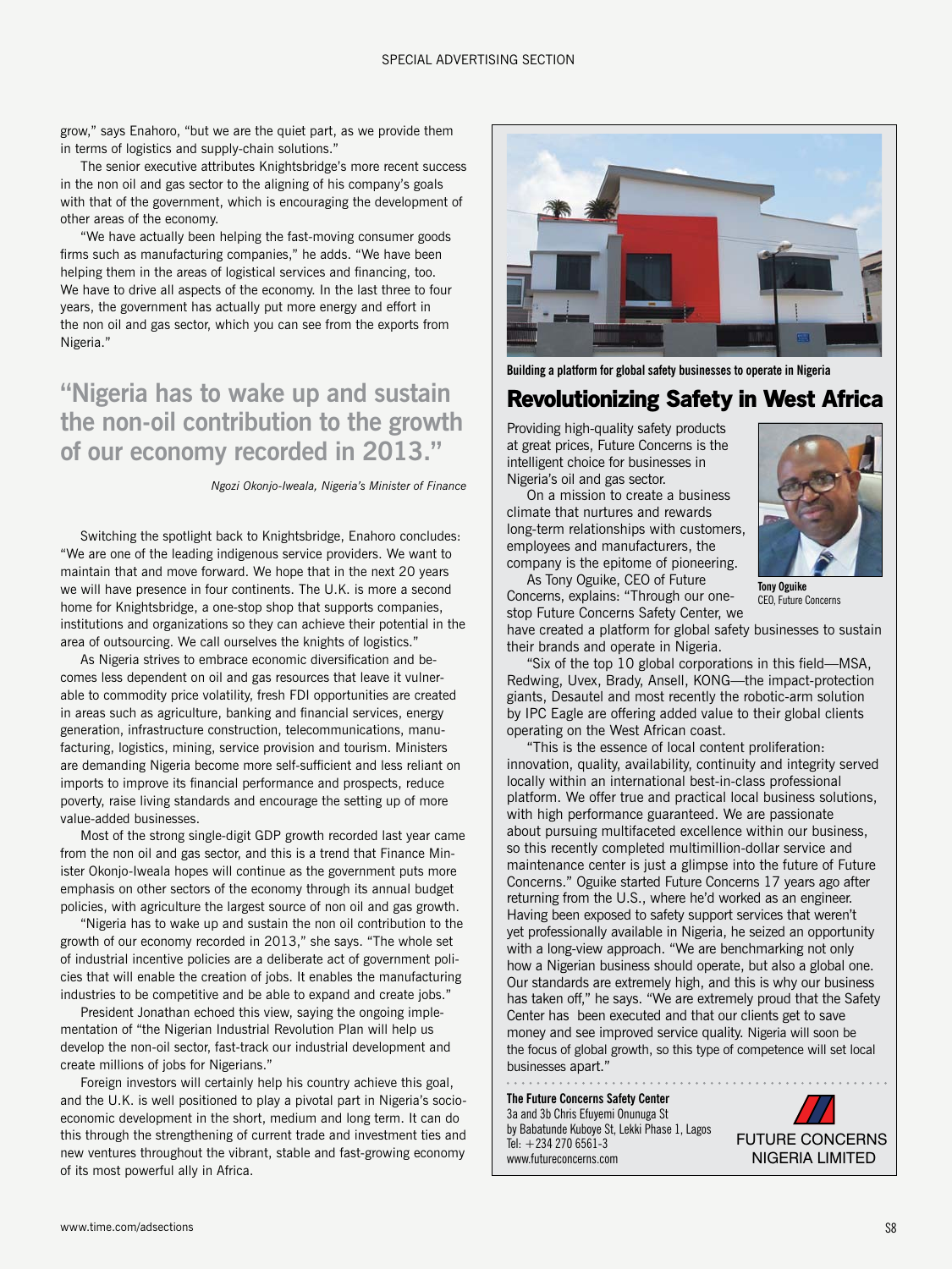grow," says Enahoro, "but we are the quiet part, as we provide them in terms of logistics and supply-chain solutions."

The senior executive attributes Knightsbridge's more recent success in the non oil and gas sector to the aligning of his company's goals with that of the government, which is encouraging the development of other areas of the economy.

"We have actually been helping the fast-moving consumer goods firms such as manufacturing companies," he adds. "We have been helping them in the areas of logistical services and financing, too. We have to drive all aspects of the economy. In the last three to four years, the government has actually put more energy and effort in the non oil and gas sector, which you can see from the exports from Nigeria."

## "Nigeria has to wake up and sustain the non-oil contribution to the growth of our economy recorded in 2013."

*Ngozi Okonjo-Iweala, Nigeria's Minister of Finance*

Switching the spotlight back to Knightsbridge, Enahoro concludes: "We are one of the leading indigenous service providers. We want to maintain that and move forward. We hope that in the next 20 years we will have presence in four continents. The U.K. is more a second home for Knightsbridge, a one-stop shop that supports companies, institutions and organizations so they can achieve their potential in the area of outsourcing. We call ourselves the knights of logistics."

As Nigeria strives to embrace economic diversification and becomes less dependent on oil and gas resources that leave it vulnerable to commodity price volatility, fresh FDI opportunities are created in areas such as agriculture, banking and financial services, energy generation, infrastructure construction, telecommunications, manufacturing, logistics, mining, service provision and tourism. Ministers are demanding Nigeria become more self-sufficient and less reliant on imports to improve its financial performance and prospects, reduce poverty, raise living standards and encourage the setting up of more value-added businesses.

Most of the strong single-digit GDP growth recorded last year came from the non oil and gas sector, and this is a trend that Finance Minister Okonjo-Iweala hopes will continue as the government puts more emphasis on other sectors of the economy through its annual budget policies, with agriculture the largest source of non oil and gas growth.

"Nigeria has to wake up and sustain the non oil contribution to the growth of our economy recorded in 2013," she says. "The whole set of industrial incentive policies are a deliberate act of government policies that will enable the creation of jobs. It enables the manufacturing industries to be competitive and be able to expand and create jobs."

President Jonathan echoed this view, saying the ongoing implementation of "the Nigerian Industrial Revolution Plan will help us develop the non-oil sector, fast-track our industrial development and create millions of jobs for Nigerians."

Foreign investors will certainly help his country achieve this goal, and the U.K. is well positioned to play a pivotal part in Nigeria's socio-economic development in the short, medium and long term. It can do this through the strengthening of current trade and investment ties and new ventures throughout the vibrant, stable and fast-growing economy of its most powerful ally in Africa.

**Building a platform for global safety businesses to operate in Nigeria**

## Revolutionizing Safety in West Africa

Providing high-quality safety products at great prices, Future Concerns is the intelligent choice for businesses in Nigeria's oil and gas sector.

On a mission to create a business climate that nurtures and rewards long-term relationships with customers, employees and manufacturers, the company is the epitome of pioneering.

**Tony Oguike**
CEO, Future Concerns

As Tony Oguike, CEO of Future Concerns, explains: "Through our one-stop Future Concerns Safety Center, we have created a platform for global safety businesses to sustain their brands and operate in Nigeria.

"Six of the top 10 global corporations in this field—MSA, Redwing, Uvex, Brady, Ansell, KONG—the impact-protection giants, Desautel and most recently the robotic-arm solution by IPC Eagle are offering added value to their global clients operating on the West African coast.

"This is the essence of local content proliferation: innovation, quality, availability, continuity and integrity served locally within an international best-in-class professional platform. We offer true and practical local business solutions, with high performance guaranteed. We are passionate about pursuing multifaceted excellence within our business, so this recently completed multimillion-dollar service and maintenance center is just a glimpse into the future of Future Concerns." Oguike started Future Concerns 17 years ago after returning from the U.S., where he'd worked as an engineer. Having been exposed to safety support services that weren't yet professionally available in Nigeria, he seized an opportunity with a long-view approach. "We are benchmarking not only how a Nigerian business should operate, but also a global one. Our standards are extremely high, and this is why our business has taken off," he says. "We are extremely proud that the Safety Center has been executed and that our clients get to save money and see improved service quality. Nigeria will soon be the focus of global growth, so this type of competence will set local businesses apart."

**The Future Concerns Safety Center**
3a and 3b Chris Efuyemi Onunuga St
by Babatunde Kuboye St, Lekki Phase 1, Lagos
Tel: +234 270 6561-3
www.futureconcerns.com

FUTURE CONCERNS NIGERIA LIMITED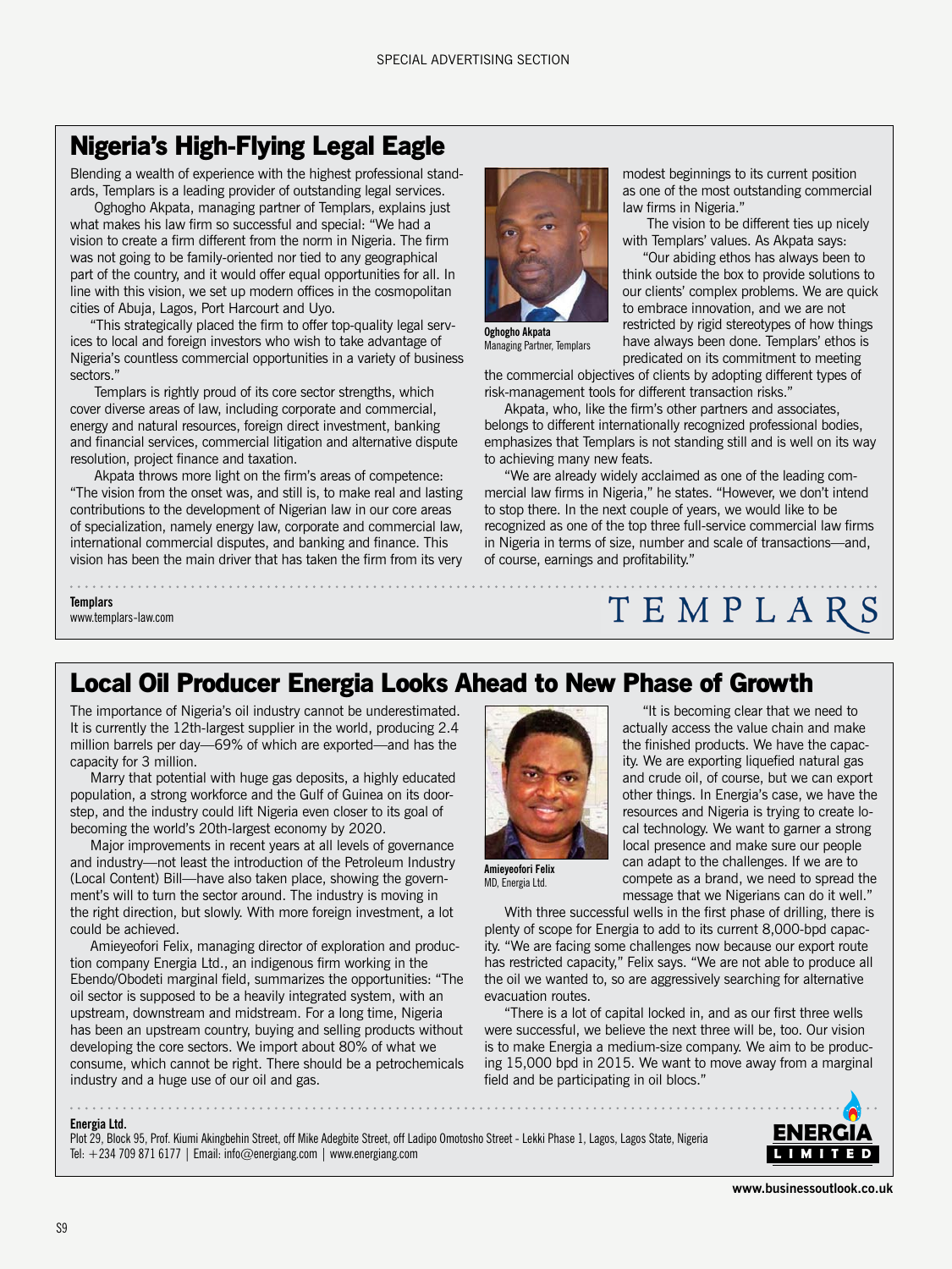SPECIAL ADVERTISING SECTION

## Nigeria's High-Flying Legal Eagle

Blending a wealth of experience with the highest professional standards, Templars is a leading provider of outstanding legal services.

Oghogho Akpata, managing partner of Templars, explains just what makes his law firm so successful and special: "We had a vision to create a firm different from the norm in Nigeria. The firm was not going to be family-oriented nor tied to any geographical part of the country, and it would offer equal opportunities for all. In line with this vision, we set up modern offices in the cosmopolitan cities of Abuja, Lagos, Port Harcourt and Uyo.

"This strategically placed the firm to offer top-quality legal services to local and foreign investors who wish to take advantage of Nigeria's countless commercial opportunities in a variety of business sectors."

Templars is rightly proud of its core sector strengths, which cover diverse areas of law, including corporate and commercial, energy and natural resources, foreign direct investment, banking and financial services, commercial litigation and alternative dispute resolution, project finance and taxation.

Akpata throws more light on the firm's areas of competence: "The vision from the onset was, and still is, to make real and lasting contributions to the development of Nigerian law in our core areas of specialization, namely energy law, corporate and commercial law, international commercial disputes, and banking and finance. This vision has been the main driver that has taken the firm from its very modest beginnings to its current position as one of the most outstanding commercial law firms in Nigeria."

**Oghogho Akpata**
Managing Partner, Templars

The vision to be different ties up nicely with Templars' values. As Akpata says:

"Our abiding ethos has always been to think outside the box to provide solutions to our clients' complex problems. We are quick to embrace innovation, and we are not restricted by rigid stereotypes of how things have always been done. Templars' ethos is predicated on its commitment to meeting the commercial objectives of clients by adopting different types of risk-management tools for different transaction risks."

Akpata, who, like the firm's other partners and associates, belongs to different internationally recognized professional bodies, emphasizes that Templars is not standing still and is well on its way to achieving many new feats.

"We are already widely acclaimed as one of the leading commercial law firms in Nigeria," he states. "However, we don't intend to stop there. In the next couple of years, we would like to be recognized as one of the top three full-service commercial law firms in Nigeria in terms of size, number and scale of transactions—and, of course, earnings and profitability."

**Templars**
www.templars-law.com

TEMPLARS

## Local Oil Producer Energia Looks Ahead to New Phase of Growth

The importance of Nigeria's oil industry cannot be underestimated. It is currently the 12th-largest supplier in the world, producing 2.4 million barrels per day—69% of which are exported—and has the capacity for 3 million.

Marry that potential with huge gas deposits, a highly educated population, a strong workforce and the Gulf of Guinea on its doorstep, and the industry could lift Nigeria even closer to its goal of becoming the world's 20th-largest economy by 2020.

Major improvements in recent years at all levels of governance and industry—not least the introduction of the Petroleum Industry (Local Content) Bill—have also taken place, showing the government's will to turn the sector around. The industry is moving in the right direction, but slowly. With more foreign investment, a lot could be achieved.

Amieyeofori Felix, managing director of exploration and production company Energia Ltd., an indigenous firm working in the Ebendo/Obodeti marginal field, summarizes the opportunities: "The oil sector is supposed to be a heavily integrated system, with an upstream, downstream and midstream. For a long time, Nigeria has been an upstream country, buying and selling products without developing the core sectors. We import about 80% of what we consume, which cannot be right. There should be a petrochemicals industry and a huge use of our oil and gas.

**Amieyeofori Felix**
MD, Energia Ltd.

"It is becoming clear that we need to actually access the value chain and make the finished products. We have the capacity. We are exporting liquefied natural gas and crude oil, of course, but we can export other things. In Energia's case, we have the resources and Nigeria is trying to create local technology. We want to garner a strong local presence and make sure our people can adapt to the challenges. If we are to compete as a brand, we need to spread the message that we Nigerians can do it well."

With three successful wells in the first phase of drilling, there is plenty of scope for Energia to add to its current 8,000-bpd capacity. "We are facing some challenges now because our export route has restricted capacity," Felix says. "We are not able to produce all the oil we wanted to, so are aggressively searching for alternative evacuation routes.

"There is a lot of capital locked in, and as our first three wells were successful, we believe the next three will be, too. Our vision is to make Energia a medium-size company. We aim to be producing 15,000 bpd in 2015. We want to move away from a marginal field and be participating in oil blocs."

**Energia Ltd.**
Plot 29, Block 95, Prof. Kiumi Akingbehin Street, off Mike Adegbite Street, off Ladipo Omotosho Street - Lekki Phase 1, Lagos, Lagos State, Nigeria
Tel: +234 709 871 6177 | Email: info@energiang.com | www.energiang.com

ENERGIA LIMITED

www.businessoutlook.co.uk